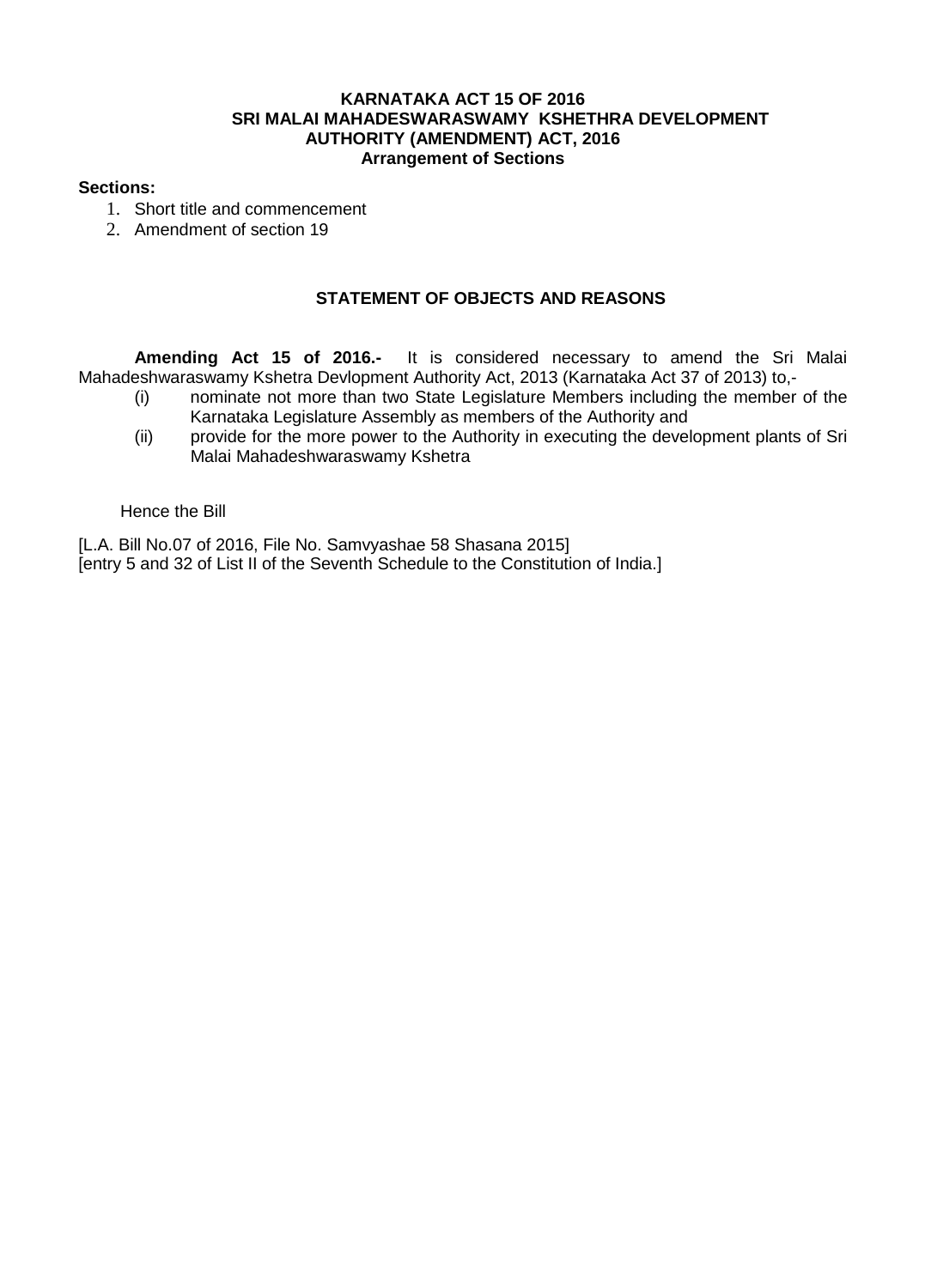# KARNATAKA ACT 15 OF 2016
# SRI MALAI MAHADESWARASWAMY KSHETHRA DEVELOPMENT AUTHORITY (AMENDMENT) ACT, 2016
## Arrangement of Sections

**Sections:**

1. Short title and commencement
2. Amendment of section 19

## STATEMENT OF OBJECTS AND REASONS

**Amending Act 15 of 2016.-** It is considered necessary to amend the Sri Malai Mahadeshwaraswamy Kshetra Devlopment Authority Act, 2013 (Karnataka Act 37 of 2013) to,-

- (i) nominate not more than two State Legislature Members including the member of the Karnataka Legislature Assembly as members of the Authority and
- (ii) provide for the more power to the Authority in executing the development plants of Sri Malai Mahadeshwaraswamy Kshetra

Hence the Bill

[L.A. Bill No.07 of 2016, File No. Samvyashae 58 Shasana 2015]
[entry 5 and 32 of List II of the Seventh Schedule to the Constitution of India.]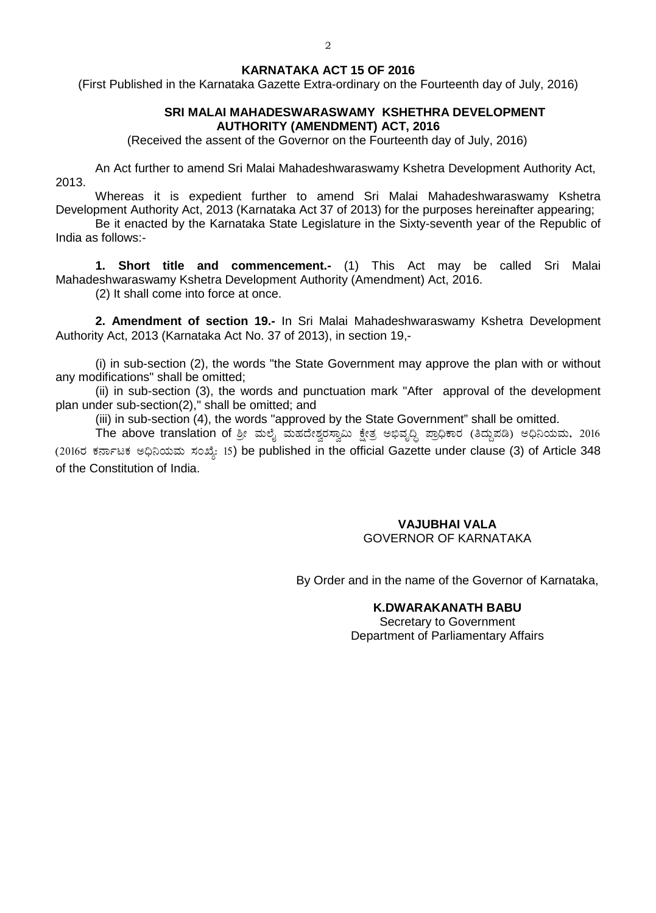**KARNATAKA ACT 15 OF 2016**

(First Published in the Karnataka Gazette Extra-ordinary on the Fourteenth day of July, 2016)

**SRI MALAI MAHADESWARASWAMY KSHETHRA DEVELOPMENT AUTHORITY (AMENDMENT) ACT, 2016**

(Received the assent of the Governor on the Fourteenth day of July, 2016)

An Act further to amend Sri Malai Mahadeshwaraswamy Kshetra Development Authority Act, 2013.

Whereas it is expedient further to amend Sri Malai Mahadeshwaraswamy Kshetra Development Authority Act, 2013 (Karnataka Act 37 of 2013) for the purposes hereinafter appearing;

Be it enacted by the Karnataka State Legislature in the Sixty-seventh year of the Republic of India as follows:-

**1. Short title and commencement.-** (1) This Act may be called Sri Malai Mahadeshwaraswamy Kshetra Development Authority (Amendment) Act, 2016.

(2) It shall come into force at once.

**2. Amendment of section 19.-** In Sri Malai Mahadeshwaraswamy Kshetra Development Authority Act, 2013 (Karnataka Act No. 37 of 2013), in section 19,-

(i) in sub-section (2), the words "the State Government may approve the plan with or without any modifications" shall be omitted;

(ii) in sub-section (3), the words and punctuation mark "After approval of the development plan under sub-section(2)," shall be omitted; and

(iii) in sub-section (4), the words "approved by the State Government" shall be omitted.

The above translation of ಶ್ರೀ ಮಲೈ ಮಹದೇಶ್ವರಸ್ವಾಮಿ ಕ್ಷೇತ್ರ ಅಭಿವೃದ್ಧಿ ಪ್ರಾಧಿಕಾರ (ತಿದ್ದುಪಡಿ) ಅಧಿನಿಯಮ, 2016 (2016ರ ಕರ್ನಾಟಕ ಅಧಿನಿಯಮ ಸಂಖ್ಯೆ: 15) be published in the official Gazette under clause (3) of Article 348 of the Constitution of India.

**VAJUBHAI VALA**
GOVERNOR OF KARNATAKA

By Order and in the name of the Governor of Karnataka,

**K.DWARAKANATH BABU**
Secretary to Government
Department of Parliamentary Affairs